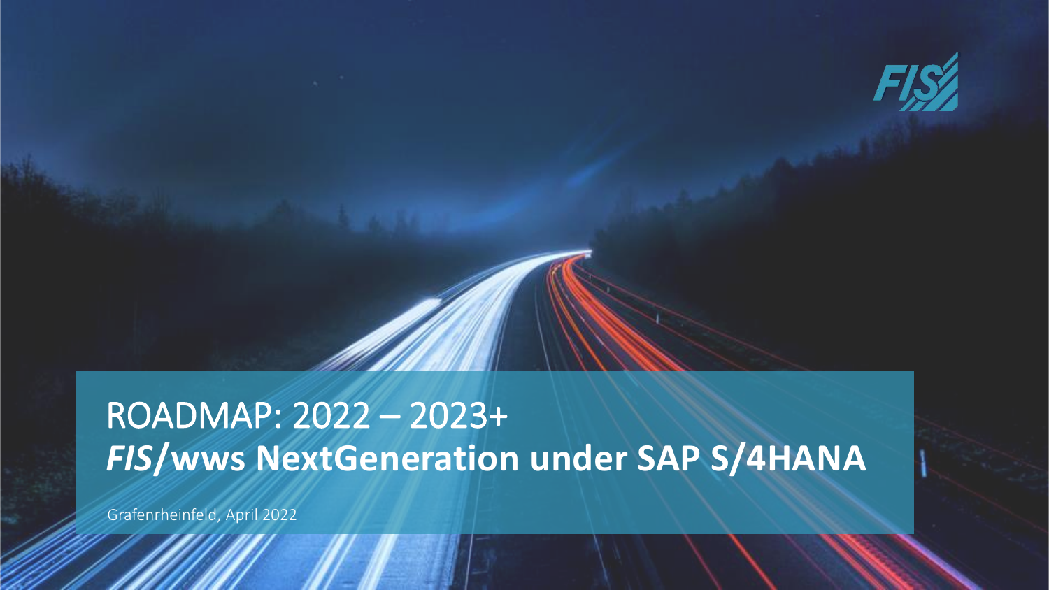# ROADMAP: 2022 – 2023+

# *FIS*/wws NextGeneration under SAP S/4HANA

Grafenrheinfeld, April 2022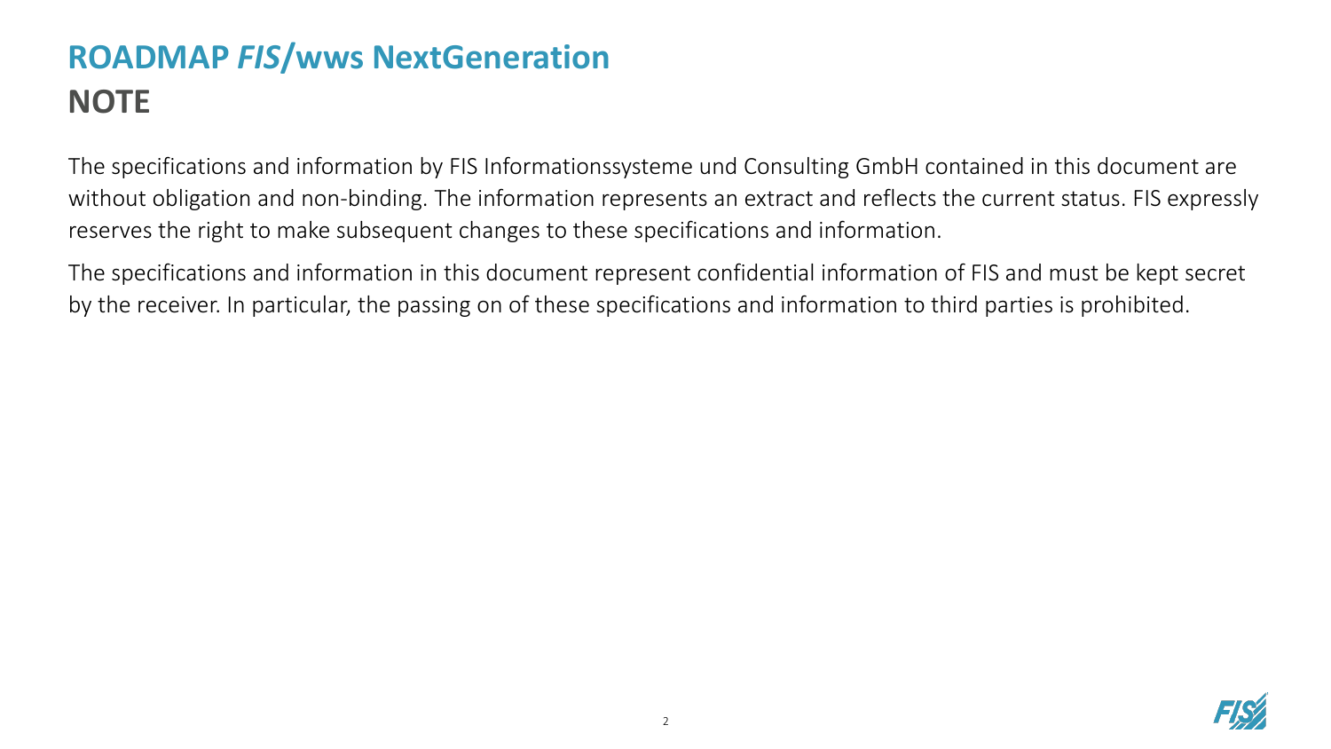# ROADMAP *FIS*/wws NextGeneration

## NOTE

The specifications and information by FIS Informationssysteme und Consulting GmbH contained in this document are without obligation and non-binding. The information represents an extract and reflects the current status. FIS expressly reserves the right to make subsequent changes to these specifications and information.

The specifications and information in this document represent confidential information of FIS and must be kept secret by the receiver. In particular, the passing on of these specifications and information to third parties is prohibited.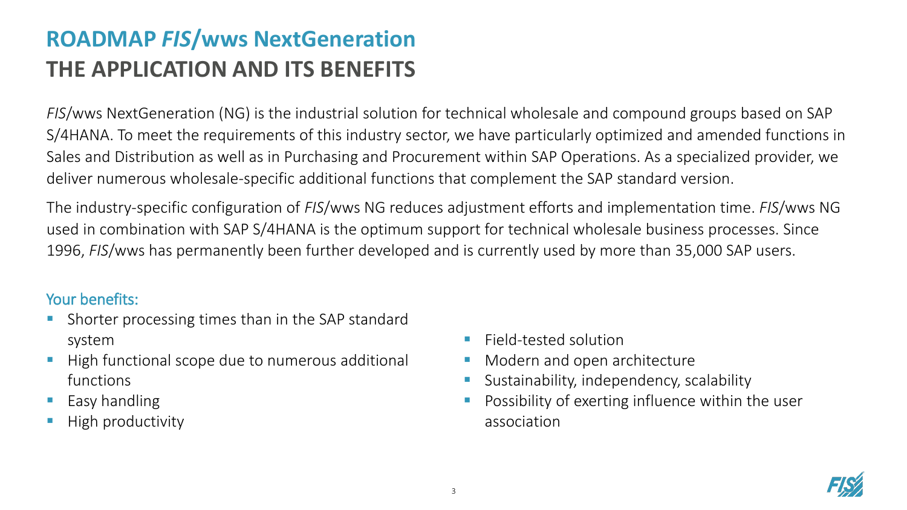# ROADMAP *FIS*/wws NextGeneration
## THE APPLICATION AND ITS BENEFITS

*FIS*/wws NextGeneration (NG) is the industrial solution for technical wholesale and compound groups based on SAP S/4HANA. To meet the requirements of this industry sector, we have particularly optimized and amended functions in Sales and Distribution as well as in Purchasing and Procurement within SAP Operations. As a specialized provider, we deliver numerous wholesale-specific additional functions that complement the SAP standard version.

The industry-specific configuration of *FIS*/wws NG reduces adjustment efforts and implementation time. *FIS*/wws NG used in combination with SAP S/4HANA is the optimum support for technical wholesale business processes. Since 1996, *FIS*/wws has permanently been further developed and is currently used by more than 35,000 SAP users.

### Your benefits:

- Shorter processing times than in the SAP standard system
- High functional scope due to numerous additional functions
- Easy handling
- High productivity
- Field-tested solution
- Modern and open architecture
- Sustainability, independency, scalability
- Possibility of exerting influence within the user association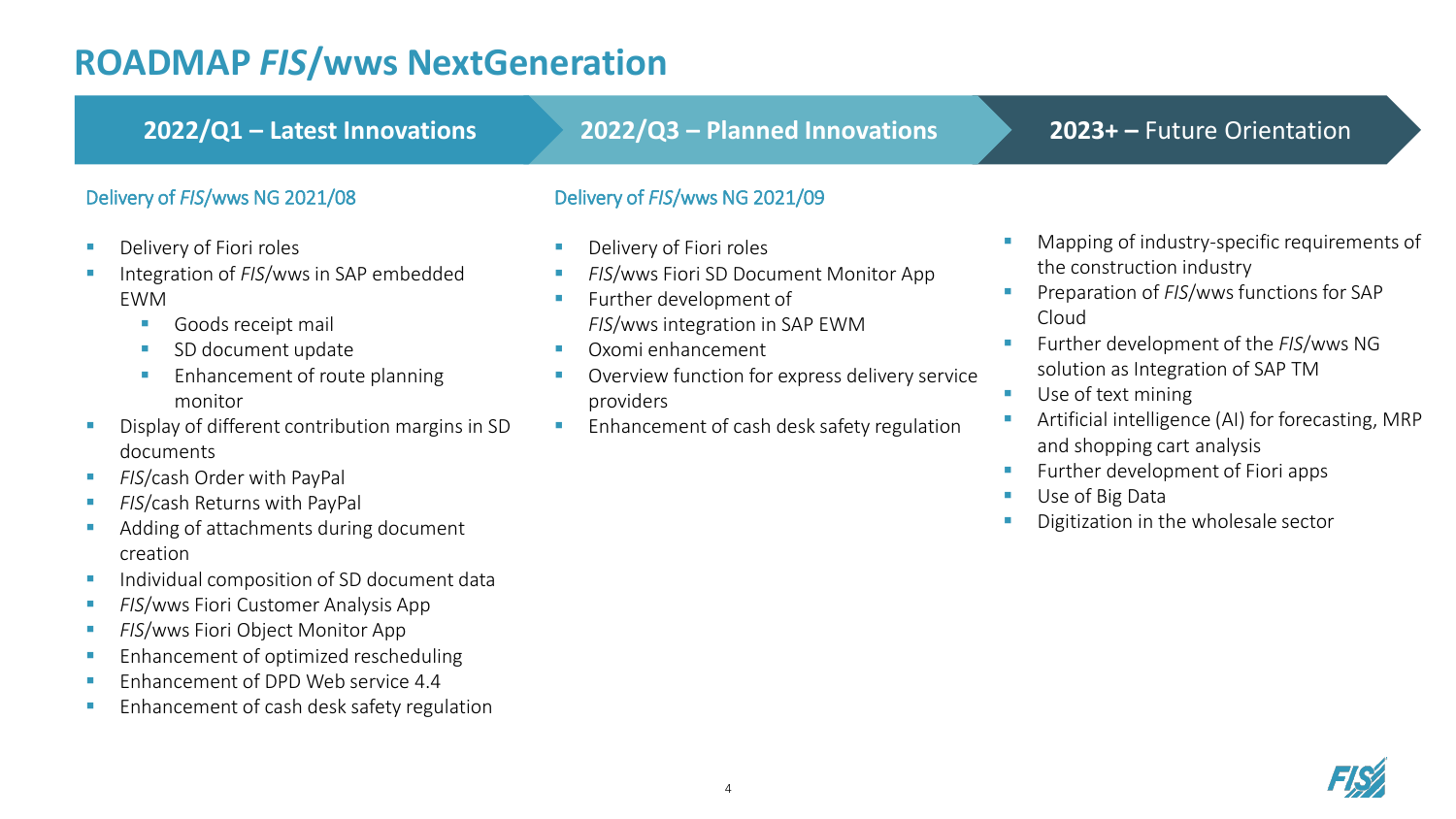# ROADMAP *FIS*/wws NextGeneration

## 2022/Q1 – Latest Innovations

Delivery of *FIS*/wws NG 2021/08

- Delivery of Fiori roles
- Integration of *FIS*/wws in SAP embedded EWM
  - Goods receipt mail
  - SD document update
  - Enhancement of route planning monitor
- Display of different contribution margins in SD documents
- *FIS*/cash Order with PayPal
- *FIS*/cash Returns with PayPal
- Adding of attachments during document creation
- Individual composition of SD document data
- *FIS*/wws Fiori Customer Analysis App
- *FIS*/wws Fiori Object Monitor App
- Enhancement of optimized rescheduling
- Enhancement of DPD Web service 4.4
- Enhancement of cash desk safety regulation

## 2022/Q3 – Planned Innovations

Delivery of *FIS*/wws NG 2021/09

- Delivery of Fiori roles
- *FIS*/wws Fiori SD Document Monitor App
- Further development of *FIS*/wws integration in SAP EWM
- Oxomi enhancement
- Overview function for express delivery service providers
- Enhancement of cash desk safety regulation

## 2023+ – Future Orientation

- Mapping of industry-specific requirements of the construction industry
- Preparation of *FIS*/wws functions for SAP Cloud
- Further development of the *FIS*/wws NG solution as Integration of SAP TM
- Use of text mining
- Artificial intelligence (AI) for forecasting, MRP and shopping cart analysis
- Further development of Fiori apps
- Use of Big Data
- Digitization in the wholesale sector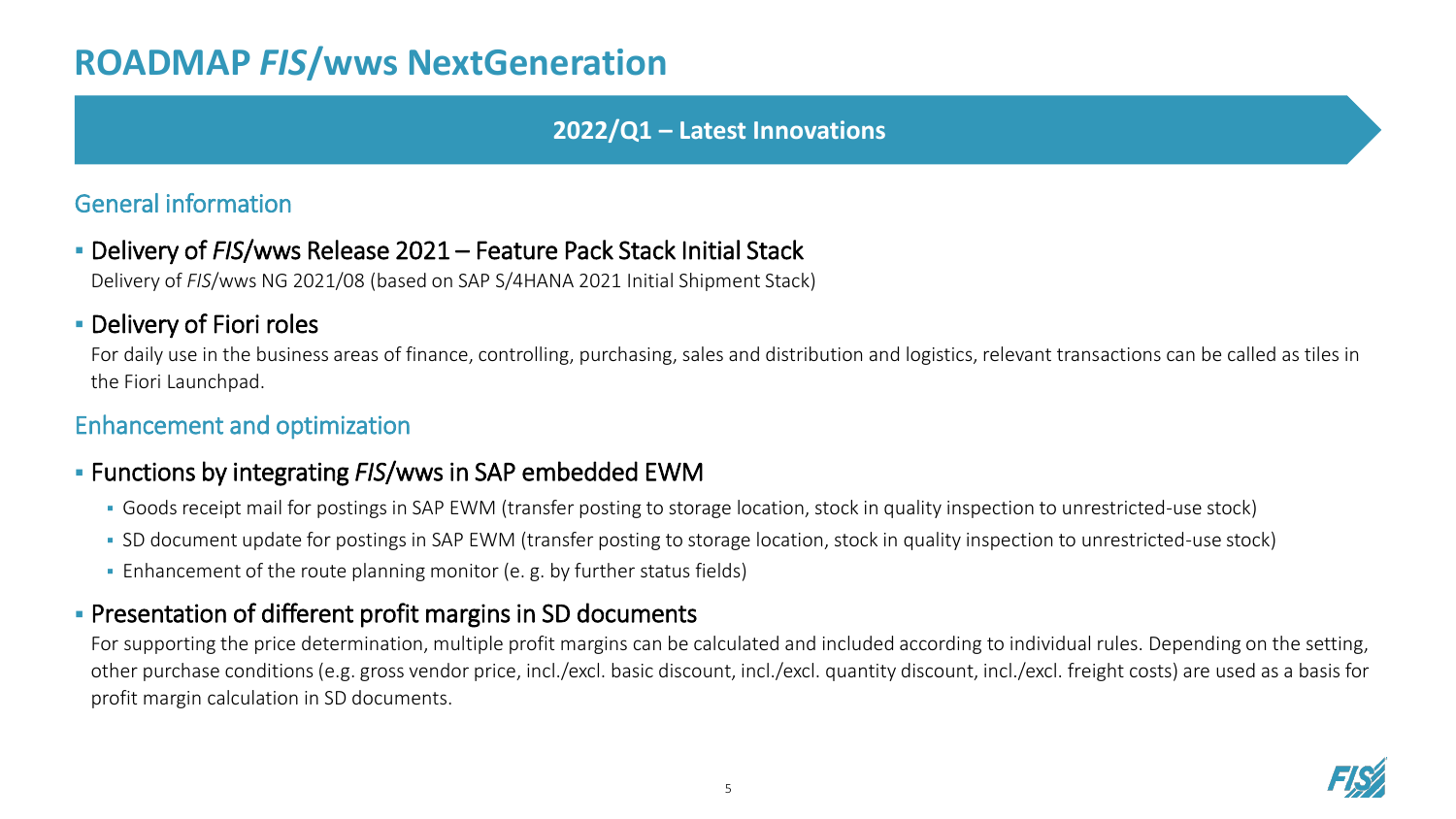# ROADMAP *FIS*/wws NextGeneration

**2022/Q1 – Latest Innovations**

## General information

- Delivery of *FIS*/wws Release 2021 – Feature Pack Stack Initial Stack

  Delivery of *FIS*/wws NG 2021/08 (based on SAP S/4HANA 2021 Initial Shipment Stack)

- Delivery of Fiori roles

  For daily use in the business areas of finance, controlling, purchasing, sales and distribution and logistics, relevant transactions can be called as tiles in the Fiori Launchpad.

## Enhancement and optimization

- Functions by integrating *FIS*/wws in SAP embedded EWM
  - Goods receipt mail for postings in SAP EWM (transfer posting to storage location, stock in quality inspection to unrestricted-use stock)
  - SD document update for postings in SAP EWM (transfer posting to storage location, stock in quality inspection to unrestricted-use stock)
  - Enhancement of the route planning monitor (e. g. by further status fields)

- Presentation of different profit margins in SD documents

  For supporting the price determination, multiple profit margins can be calculated and included according to individual rules. Depending on the setting, other purchase conditions (e.g. gross vendor price, incl./excl. basic discount, incl./excl. quantity discount, incl./excl. freight costs) are used as a basis for profit margin calculation in SD documents.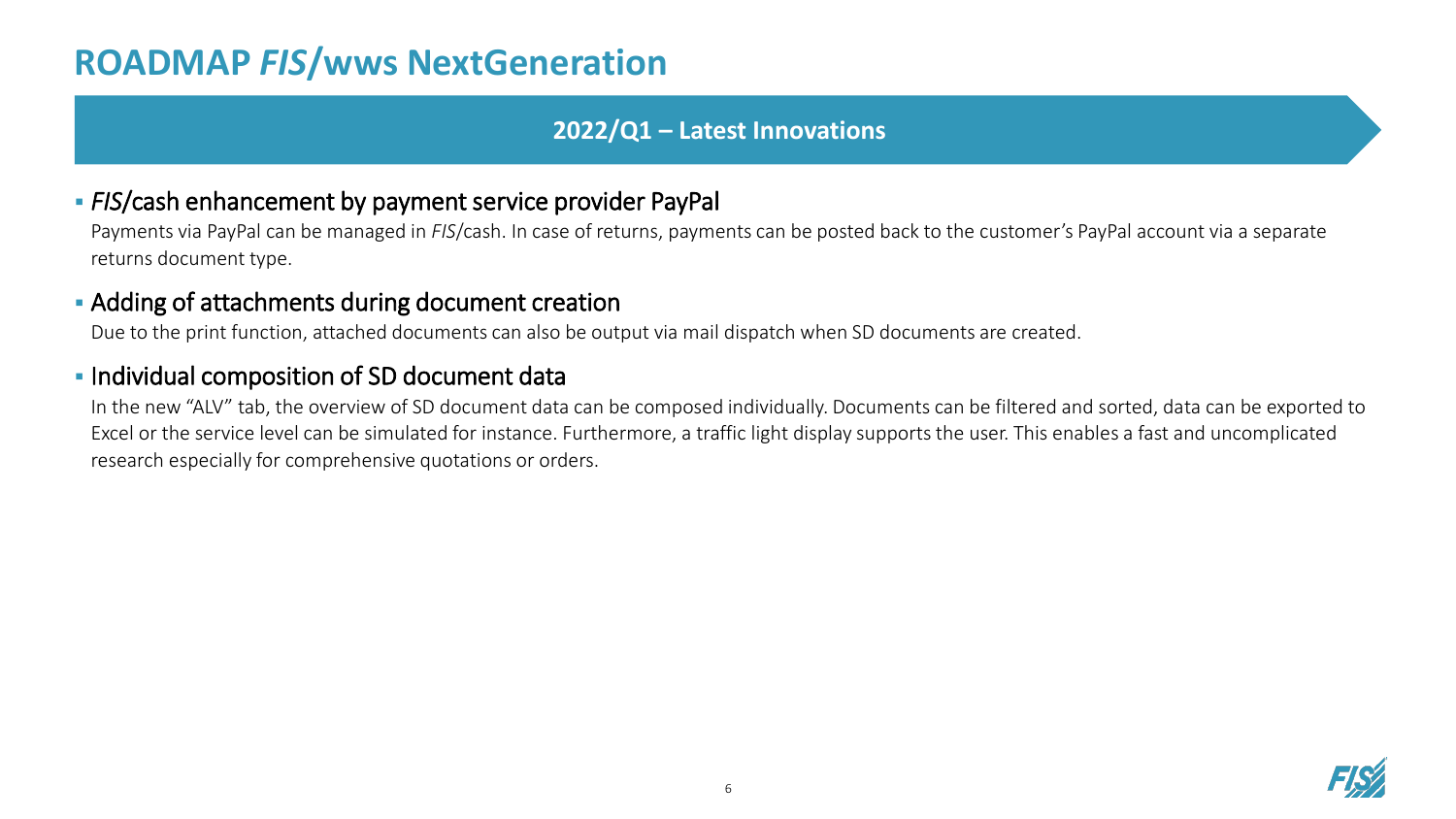# ROADMAP *FIS*/wws NextGeneration

## 2022/Q1 – Latest Innovations

- *FIS*/cash enhancement by payment service provider PayPal

  Payments via PayPal can be managed in *FIS*/cash. In case of returns, payments can be posted back to the customer's PayPal account via a separate returns document type.

- Adding of attachments during document creation

  Due to the print function, attached documents can also be output via mail dispatch when SD documents are created.

- Individual composition of SD document data

  In the new "ALV" tab, the overview of SD document data can be composed individually. Documents can be filtered and sorted, data can be exported to Excel or the service level can be simulated for instance. Furthermore, a traffic light display supports the user. This enables a fast and uncomplicated research especially for comprehensive quotations or orders.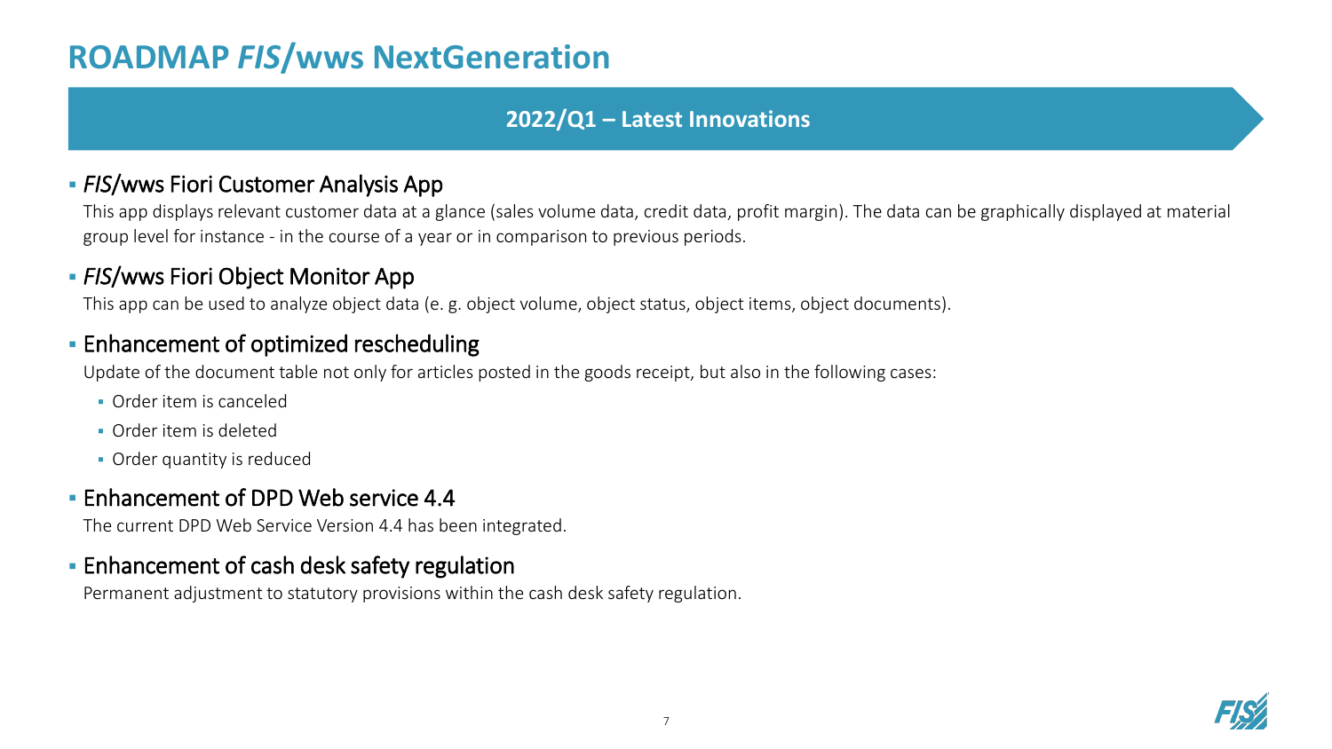# ROADMAP *FIS*/wws NextGeneration

## 2022/Q1 – Latest Innovations

- *FIS*/wws Fiori Customer Analysis App

  This app displays relevant customer data at a glance (sales volume data, credit data, profit margin). The data can be graphically displayed at material group level for instance - in the course of a year or in comparison to previous periods.

- *FIS*/wws Fiori Object Monitor App

  This app can be used to analyze object data (e. g. object volume, object status, object items, object documents).

- Enhancement of optimized rescheduling

  Update of the document table not only for articles posted in the goods receipt, but also in the following cases:

  - Order item is canceled
  - Order item is deleted
  - Order quantity is reduced

- Enhancement of DPD Web service 4.4

  The current DPD Web Service Version 4.4 has been integrated.

- Enhancement of cash desk safety regulation

  Permanent adjustment to statutory provisions within the cash desk safety regulation.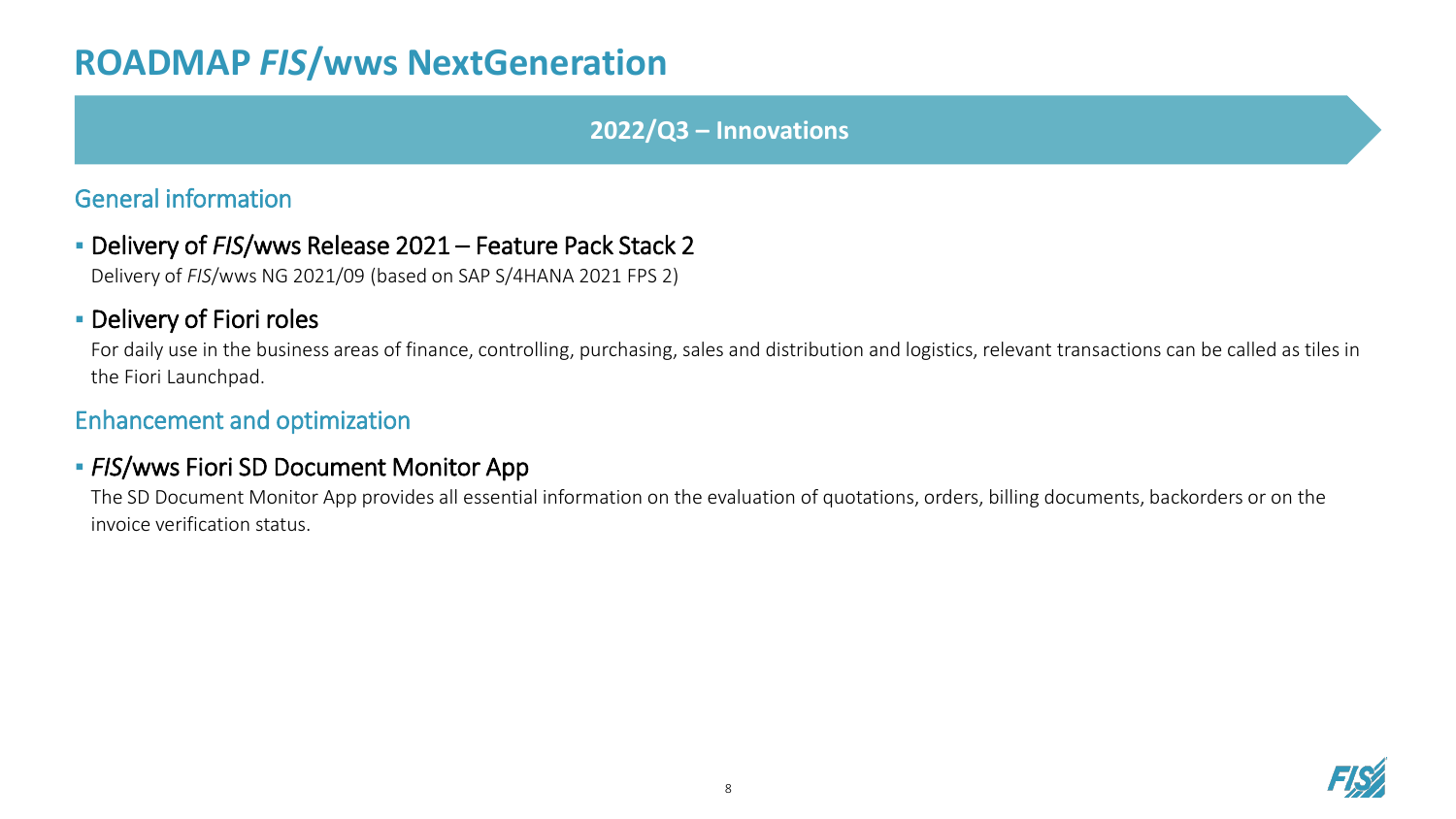# ROADMAP *FIS*/wws NextGeneration

## 2022/Q3 – Innovations

### General information

- **Delivery of *FIS*/wws Release 2021 – Feature Pack Stack 2**

  Delivery of *FIS*/wws NG 2021/09 (based on SAP S/4HANA 2021 FPS 2)

- **Delivery of Fiori roles**

  For daily use in the business areas of finance, controlling, purchasing, sales and distribution and logistics, relevant transactions can be called as tiles in the Fiori Launchpad.

### Enhancement and optimization

- ***FIS*/wws Fiori SD Document Monitor App**

  The SD Document Monitor App provides all essential information on the evaluation of quotations, orders, billing documents, backorders or on the invoice verification status.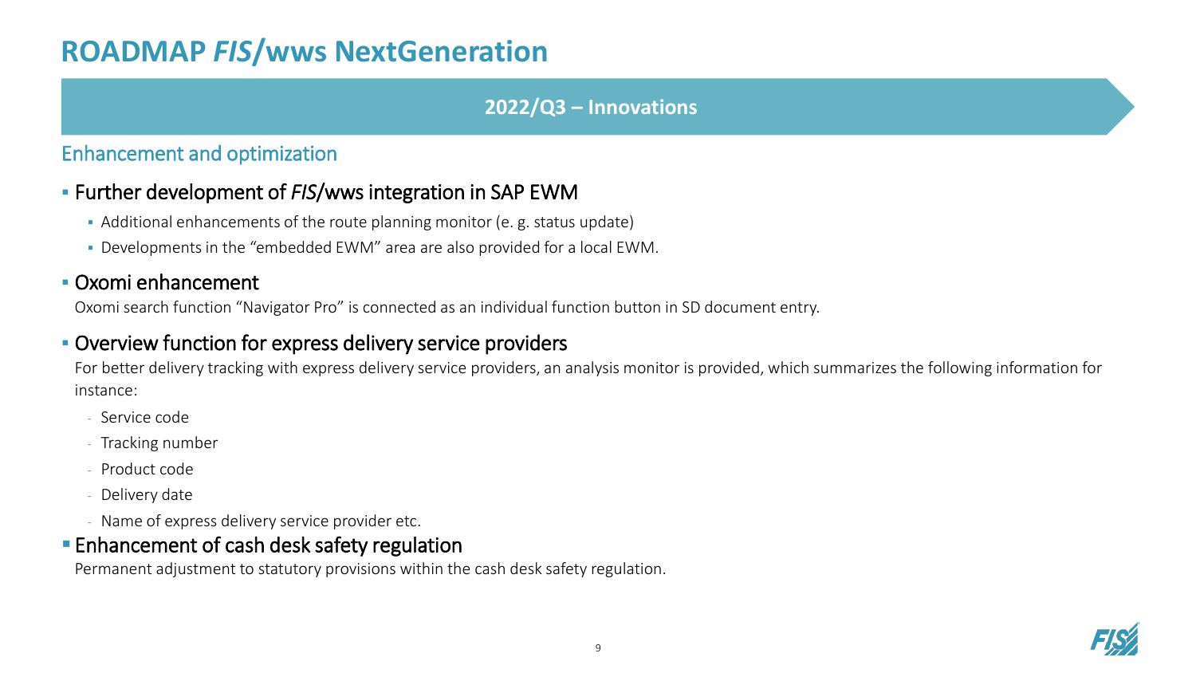# ROADMAP *FIS*/wws NextGeneration

## 2022/Q3 – Innovations

### Enhancement and optimization

- Further development of *FIS*/wws integration in SAP EWM
  - Additional enhancements of the route planning monitor (e. g. status update)
  - Developments in the "embedded EWM" area are also provided for a local EWM.
- Oxomi enhancement

  Oxomi search function "Navigator Pro" is connected as an individual function button in SD document entry.
- Overview function for express delivery service providers

  For better delivery tracking with express delivery service providers, an analysis monitor is provided, which summarizes the following information for instance:
  - Service code
  - Tracking number
  - Product code
  - Delivery date
  - Name of express delivery service provider etc.
- Enhancement of cash desk safety regulation

  Permanent adjustment to statutory provisions within the cash desk safety regulation.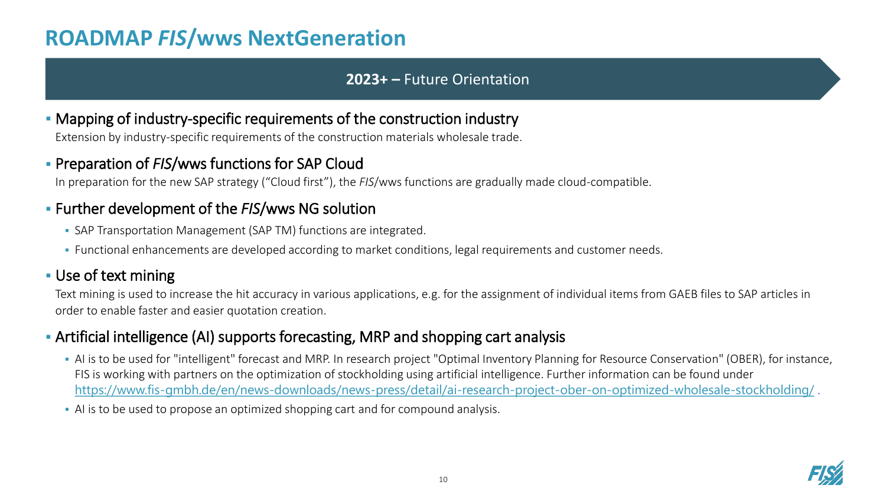# ROADMAP *FIS*/wws NextGeneration

## 2023+ – Future Orientation

- **Mapping of industry-specific requirements of the construction industry**

  Extension by industry-specific requirements of the construction materials wholesale trade.

- **Preparation of *FIS*/wws functions for SAP Cloud**

  In preparation for the new SAP strategy (“Cloud first”), the *FIS*/wws functions are gradually made cloud-compatible.

- **Further development of the *FIS*/wws NG solution**
  - SAP Transportation Management (SAP TM) functions are integrated.
  - Functional enhancements are developed according to market conditions, legal requirements and customer needs.

- **Use of text mining**

  Text mining is used to increase the hit accuracy in various applications, e.g. for the assignment of individual items from GAEB files to SAP articles in order to enable faster and easier quotation creation.

- **Artificial intelligence (AI) supports forecasting, MRP and shopping cart analysis**
  - AI is to be used for "intelligent" forecast and MRP. In research project "Optimal Inventory Planning for Resource Conservation" (OBER), for instance, FIS is working with partners on the optimization of stockholding using artificial intelligence. Further information can be found under https://www.fis-gmbh.de/en/news-downloads/news-press/detail/ai-research-project-ober-on-optimized-wholesale-stockholding/ .
  - AI is to be used to propose an optimized shopping cart and for compound analysis.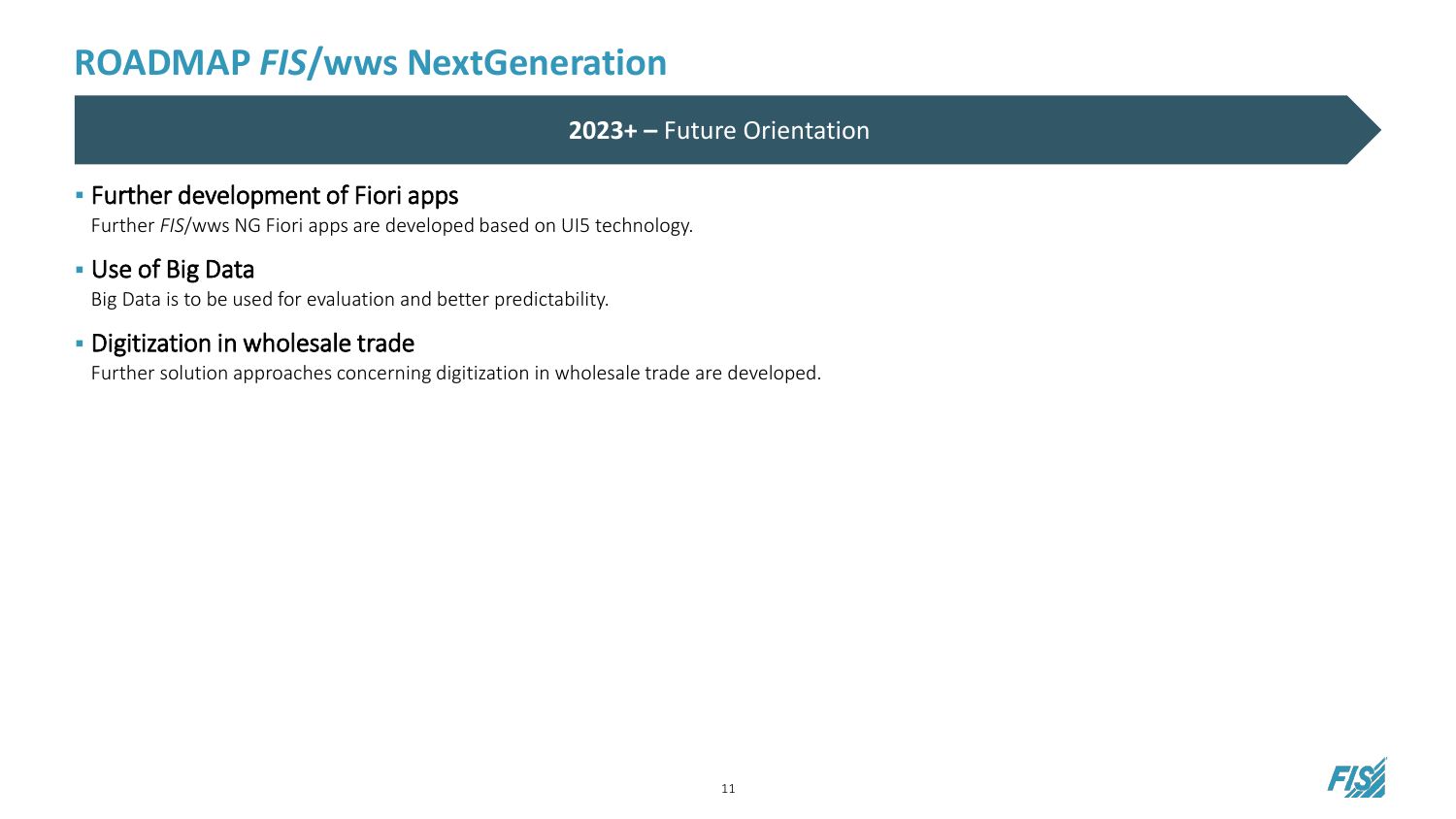# ROADMAP *FIS*/wws NextGeneration

**2023+ –** Future Orientation

- Further development of Fiori apps

  Further *FIS*/wws NG Fiori apps are developed based on UI5 technology.

- Use of Big Data

  Big Data is to be used for evaluation and better predictability.

- Digitization in wholesale trade

  Further solution approaches concerning digitization in wholesale trade are developed.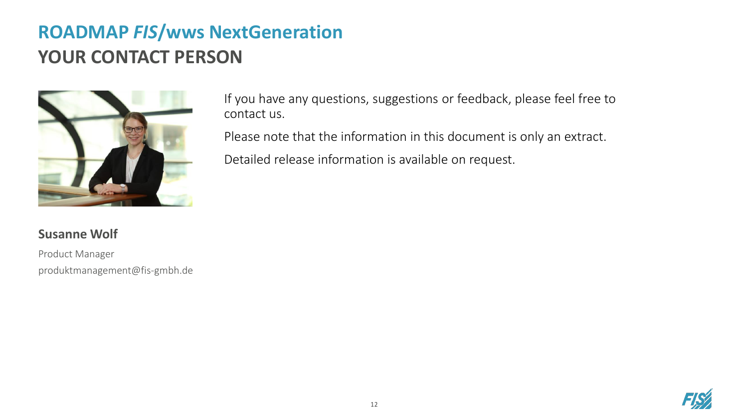# ROADMAP *FIS*/wws NextGeneration

## YOUR CONTACT PERSON

If you have any questions, suggestions or feedback, please feel free to contact us.

Please note that the information in this document is only an extract.

Detailed release information is available on request.

**Susanne Wolf**

Product Manager

produktmanagement@fis-gmbh.de